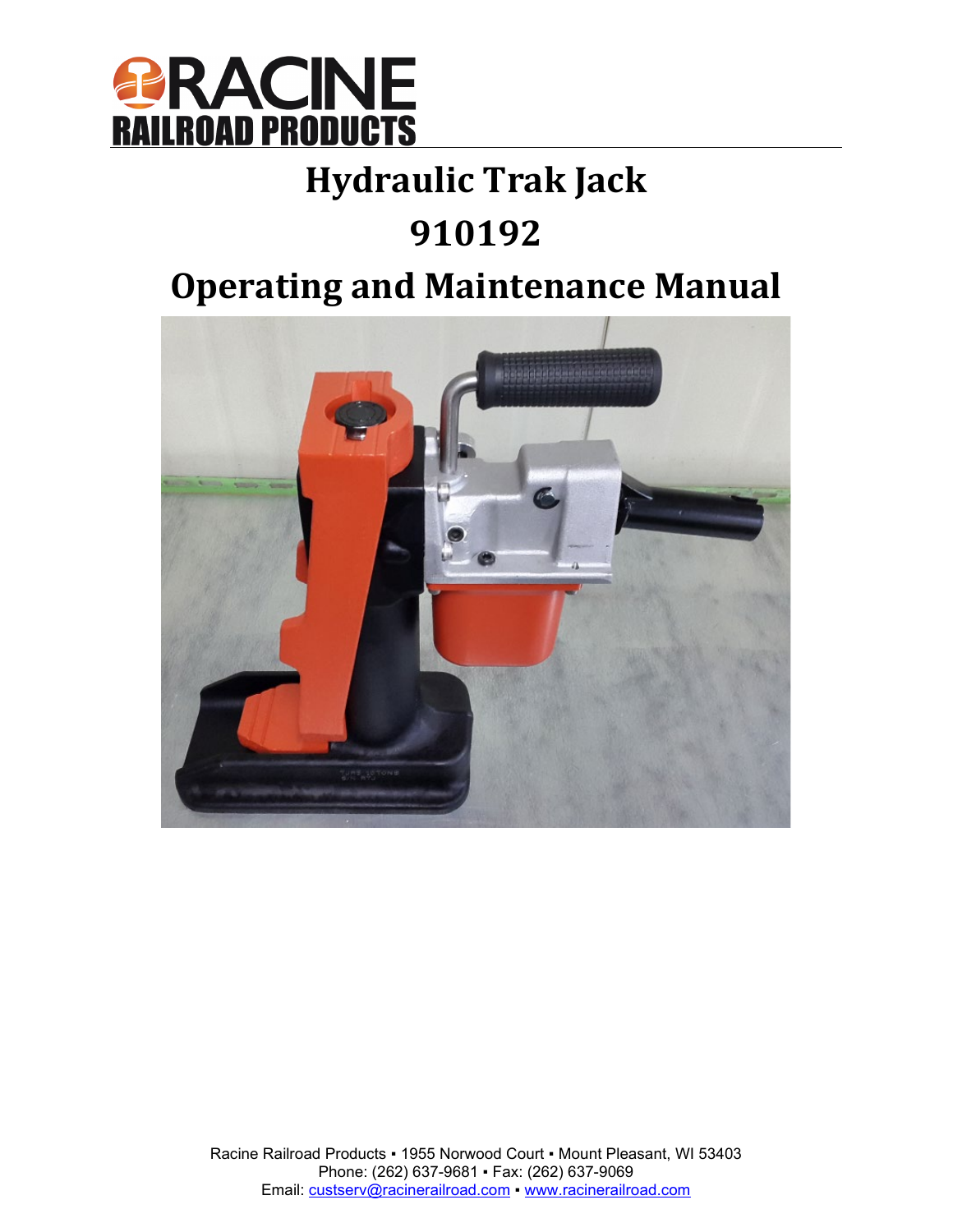RACINE
RAILROAD PRODUCTS

# Hydraulic Trak Jack

# 910192

# Operating and Maintenance Manual

Racine Railroad Products ▪ 1955 Norwood Court ▪ Mount Pleasant, WI 53403
Phone: (262) 637-9681 ▪ Fax: (262) 637-9069
Email: custserv@racinerailroad.com ▪ www.racinerailroad.com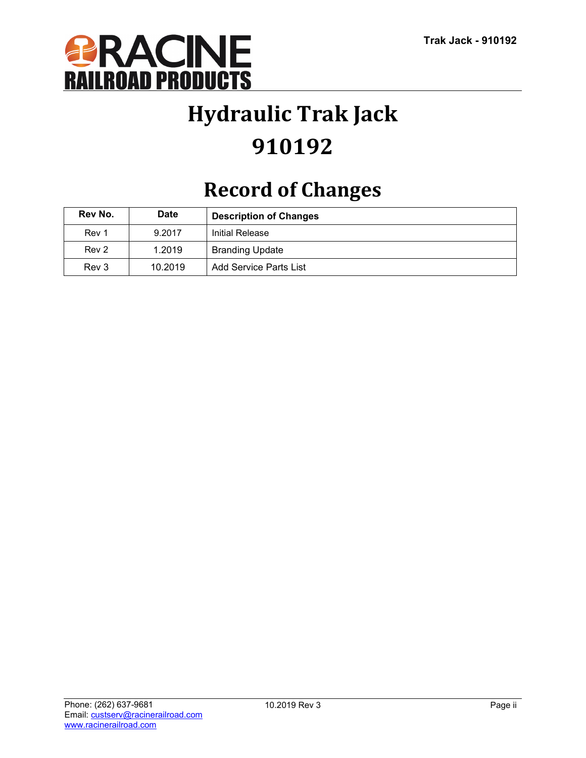# Hydraulic Trak Jack

# 910192

## Record of Changes

| Rev No. | Date | Description of Changes |
|---|---|---|
| Rev 1 | 9.2017 | Initial Release |
| Rev 2 | 1.2019 | Branding Update |
| Rev 3 | 10.2019 | Add Service Parts List |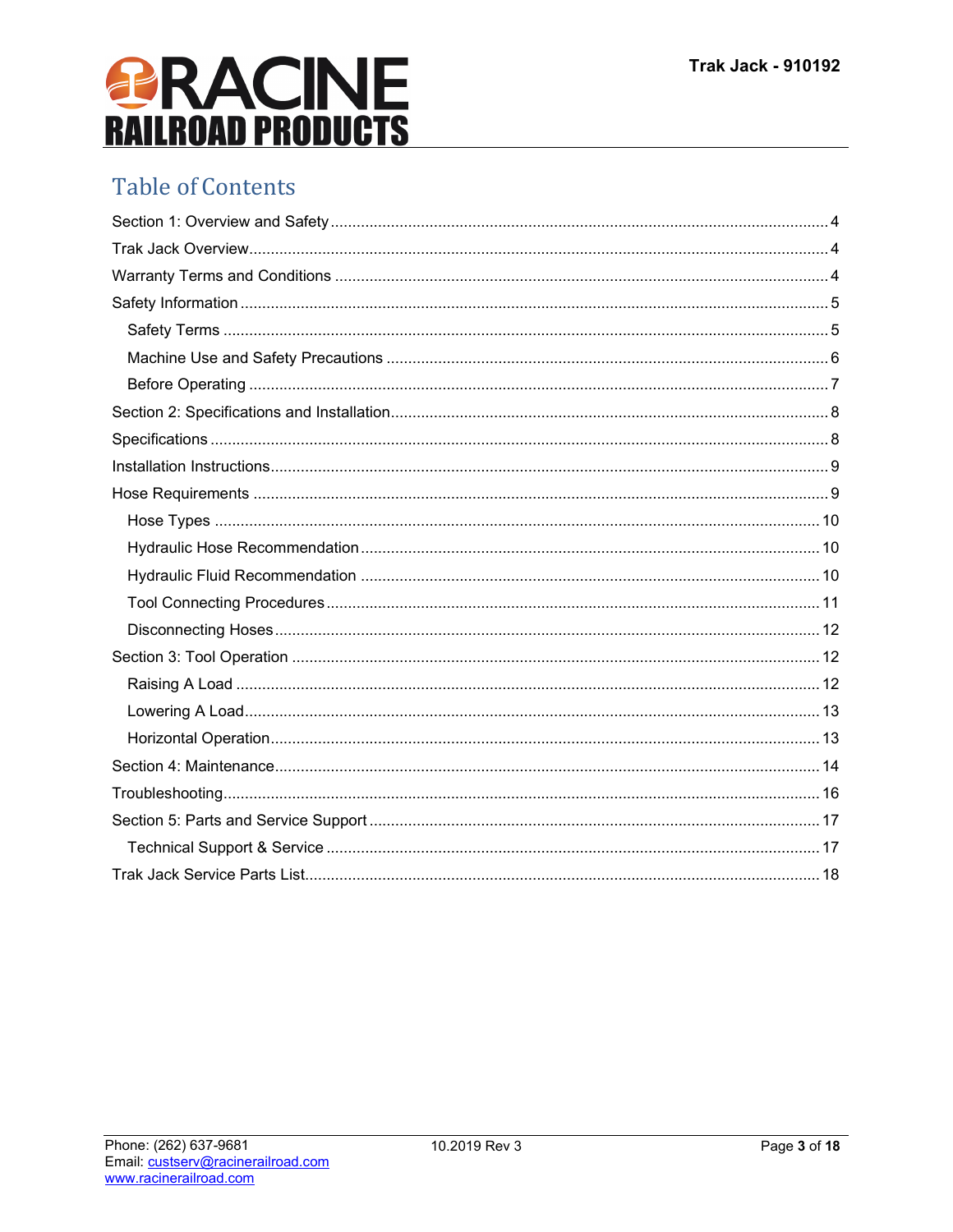# Table of Contents

Section 1: Overview and Safety .................................................. 4
Trak Jack Overview .................................................. 4
Warranty Terms and Conditions .................................................. 4
Safety Information .................................................. 5
- Safety Terms .................................................. 5
- Machine Use and Safety Precautions .................................................. 6
- Before Operating .................................................. 7

Section 2: Specifications and Installation .................................................. 8
Specifications .................................................. 8
Installation Instructions .................................................. 9
Hose Requirements .................................................. 9
- Hose Types .................................................. 10
- Hydraulic Hose Recommendation .................................................. 10
- Hydraulic Fluid Recommendation .................................................. 10
- Tool Connecting Procedures .................................................. 11
- Disconnecting Hoses .................................................. 12

Section 3: Tool Operation .................................................. 12
- Raising A Load .................................................. 12
- Lowering A Load .................................................. 13
- Horizontal Operation .................................................. 13

Section 4: Maintenance .................................................. 14
Troubleshooting .................................................. 16
Section 5: Parts and Service Support .................................................. 17
- Technical Support & Service .................................................. 17

Trak Jack Service Parts List .................................................. 18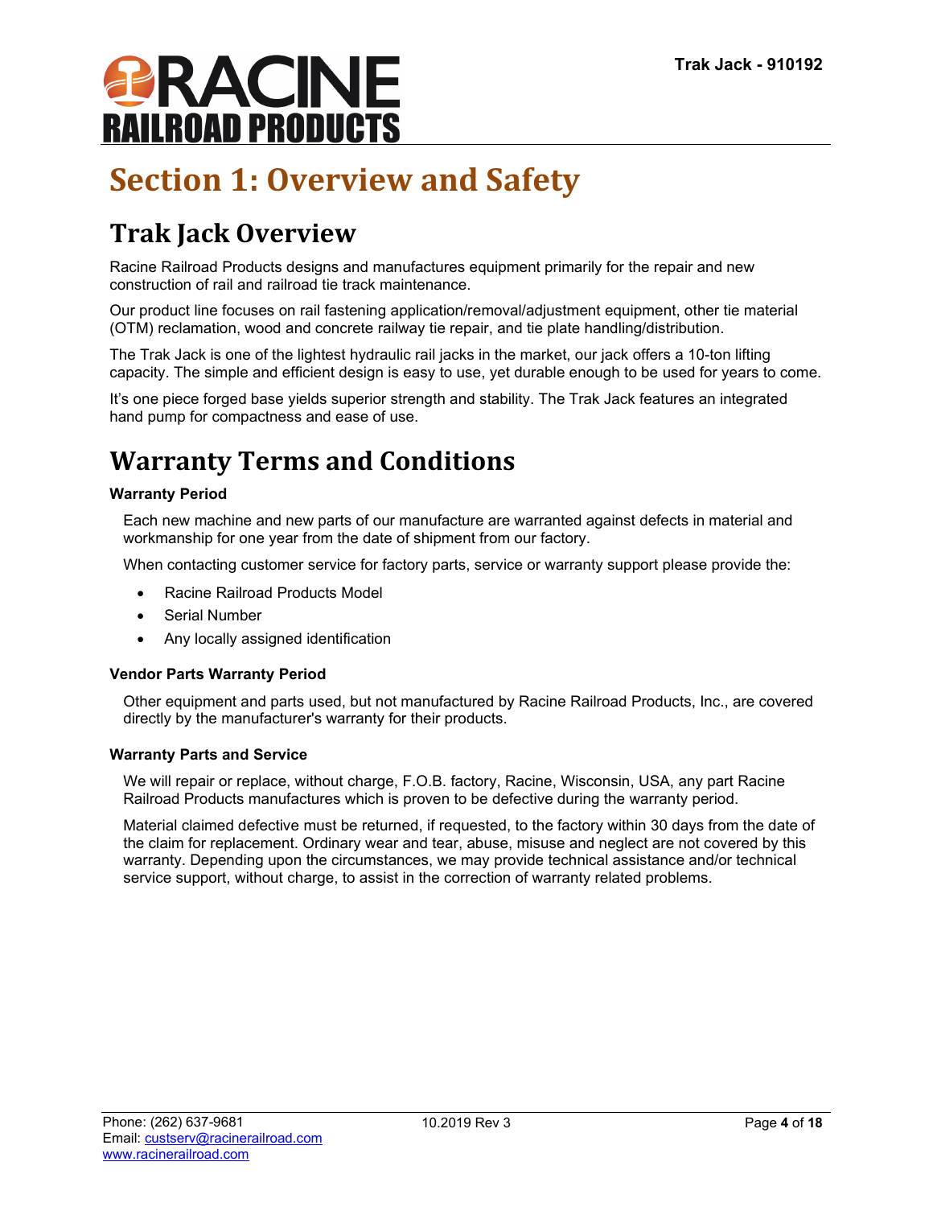# Section 1: Overview and Safety

## Trak Jack Overview

Racine Railroad Products designs and manufactures equipment primarily for the repair and new construction of rail and railroad tie track maintenance.

Our product line focuses on rail fastening application/removal/adjustment equipment, other tie material (OTM) reclamation, wood and concrete railway tie repair, and tie plate handling/distribution.

The Trak Jack is one of the lightest hydraulic rail jacks in the market, our jack offers a 10-ton lifting capacity. The simple and efficient design is easy to use, yet durable enough to be used for years to come.

It's one piece forged base yields superior strength and stability. The Trak Jack features an integrated hand pump for compactness and ease of use.

## Warranty Terms and Conditions

**Warranty Period**

Each new machine and new parts of our manufacture are warranted against defects in material and workmanship for one year from the date of shipment from our factory.

When contacting customer service for factory parts, service or warranty support please provide the:

- Racine Railroad Products Model
- Serial Number
- Any locally assigned identification

**Vendor Parts Warranty Period**

Other equipment and parts used, but not manufactured by Racine Railroad Products, Inc., are covered directly by the manufacturer's warranty for their products.

**Warranty Parts and Service**

We will repair or replace, without charge, F.O.B. factory, Racine, Wisconsin, USA, any part Racine Railroad Products manufactures which is proven to be defective during the warranty period.

Material claimed defective must be returned, if requested, to the factory within 30 days from the date of the claim for replacement. Ordinary wear and tear, abuse, misuse and neglect are not covered by this warranty. Depending upon the circumstances, we may provide technical assistance and/or technical service support, without charge, to assist in the correction of warranty related problems.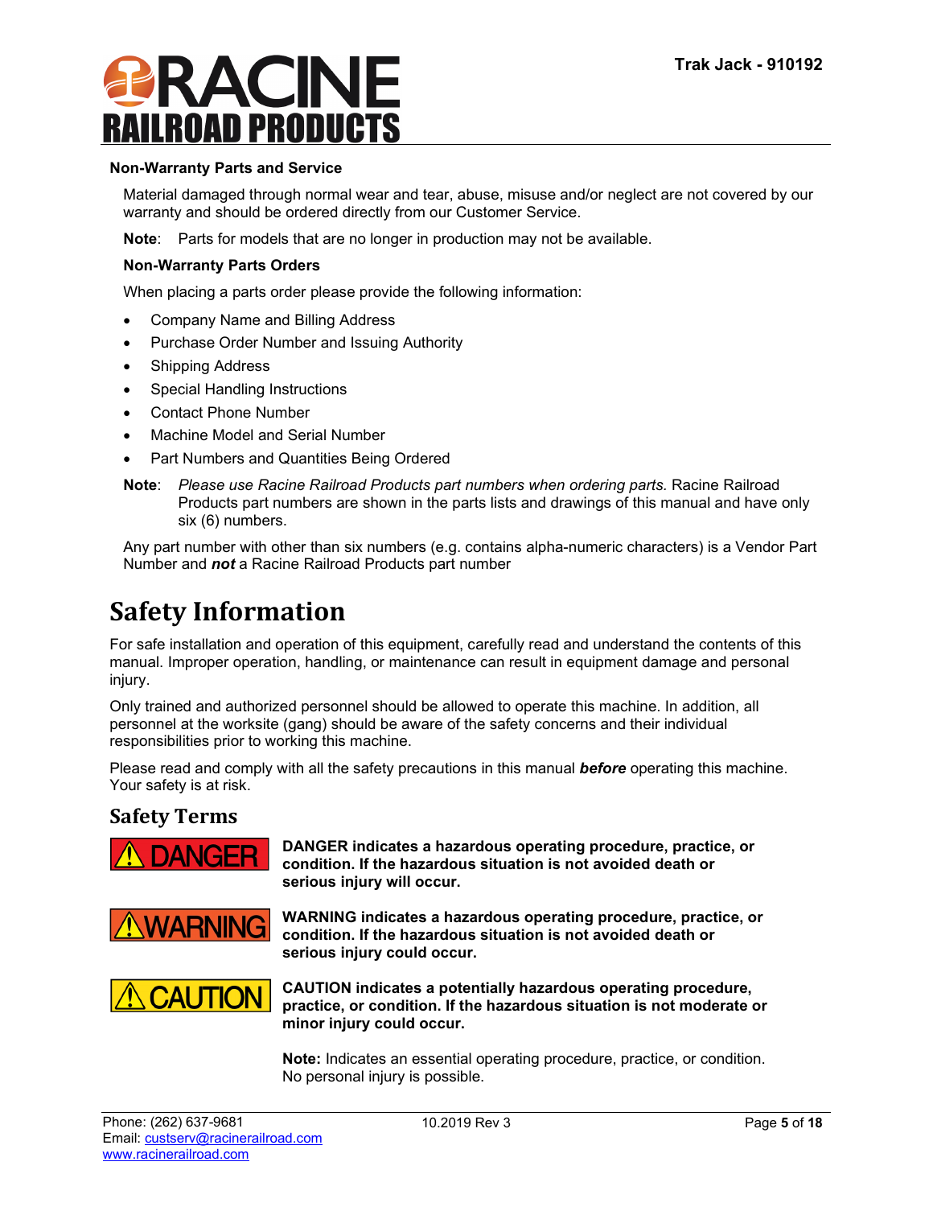### Non-Warranty Parts and Service

Material damaged through normal wear and tear, abuse, misuse and/or neglect are not covered by our warranty and should be ordered directly from our Customer Service.

**Note**: Parts for models that are no longer in production may not be available.

#### Non-Warranty Parts Orders

When placing a parts order please provide the following information:

- Company Name and Billing Address
- Purchase Order Number and Issuing Authority
- Shipping Address
- Special Handling Instructions
- Contact Phone Number
- Machine Model and Serial Number
- Part Numbers and Quantities Being Ordered

**Note**: *Please use Racine Railroad Products part numbers when ordering parts.* Racine Railroad Products part numbers are shown in the parts lists and drawings of this manual and have only six (6) numbers.

Any part number with other than six numbers (e.g. contains alpha-numeric characters) is a Vendor Part Number and ***not*** a Racine Railroad Products part number

# Safety Information

For safe installation and operation of this equipment, carefully read and understand the contents of this manual. Improper operation, handling, or maintenance can result in equipment damage and personal injury.

Only trained and authorized personnel should be allowed to operate this machine. In addition, all personnel at the worksite (gang) should be aware of the safety concerns and their individual responsibilities prior to working this machine.

Please read and comply with all the safety precautions in this manual ***before*** operating this machine. Your safety is at risk.

## Safety Terms

⚠ DANGER — **DANGER indicates a hazardous operating procedure, practice, or condition. If the hazardous situation is not avoided death or serious injury will occur.**

⚠ WARNING — **WARNING indicates a hazardous operating procedure, practice, or condition. If the hazardous situation is not avoided death or serious injury could occur.**

⚠ CAUTION — **CAUTION indicates a potentially hazardous operating procedure, practice, or condition. If the hazardous situation is not moderate or minor injury could occur.**

**Note:** Indicates an essential operating procedure, practice, or condition. No personal injury is possible.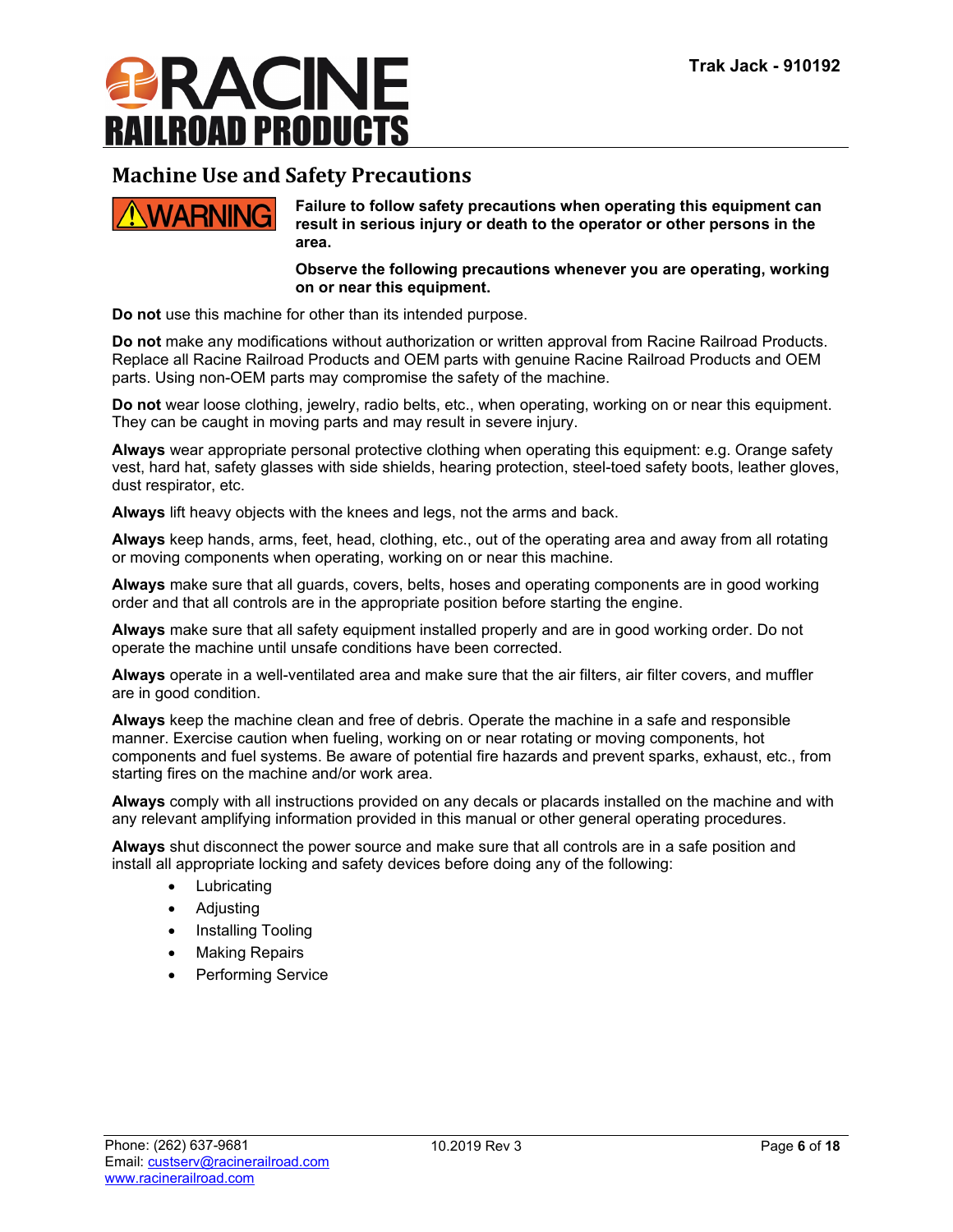## Machine Use and Safety Precautions

**WARNING**

**Failure to follow safety precautions when operating this equipment can result in serious injury or death to the operator or other persons in the area.**

**Observe the following precautions whenever you are operating, working on or near this equipment.**

**Do not** use this machine for other than its intended purpose.

**Do not** make any modifications without authorization or written approval from Racine Railroad Products. Replace all Racine Railroad Products and OEM parts with genuine Racine Railroad Products and OEM parts. Using non-OEM parts may compromise the safety of the machine.

**Do not** wear loose clothing, jewelry, radio belts, etc., when operating, working on or near this equipment. They can be caught in moving parts and may result in severe injury.

**Always** wear appropriate personal protective clothing when operating this equipment: e.g. Orange safety vest, hard hat, safety glasses with side shields, hearing protection, steel-toed safety boots, leather gloves, dust respirator, etc.

**Always** lift heavy objects with the knees and legs, not the arms and back.

**Always** keep hands, arms, feet, head, clothing, etc., out of the operating area and away from all rotating or moving components when operating, working on or near this machine.

**Always** make sure that all guards, covers, belts, hoses and operating components are in good working order and that all controls are in the appropriate position before starting the engine.

**Always** make sure that all safety equipment installed properly and are in good working order. Do not operate the machine until unsafe conditions have been corrected.

**Always** operate in a well-ventilated area and make sure that the air filters, air filter covers, and muffler are in good condition.

**Always** keep the machine clean and free of debris. Operate the machine in a safe and responsible manner. Exercise caution when fueling, working on or near rotating or moving components, hot components and fuel systems. Be aware of potential fire hazards and prevent sparks, exhaust, etc., from starting fires on the machine and/or work area.

**Always** comply with all instructions provided on any decals or placards installed on the machine and with any relevant amplifying information provided in this manual or other general operating procedures.

**Always** shut disconnect the power source and make sure that all controls are in a safe position and install all appropriate locking and safety devices before doing any of the following:

- Lubricating
- Adjusting
- Installing Tooling
- Making Repairs
- Performing Service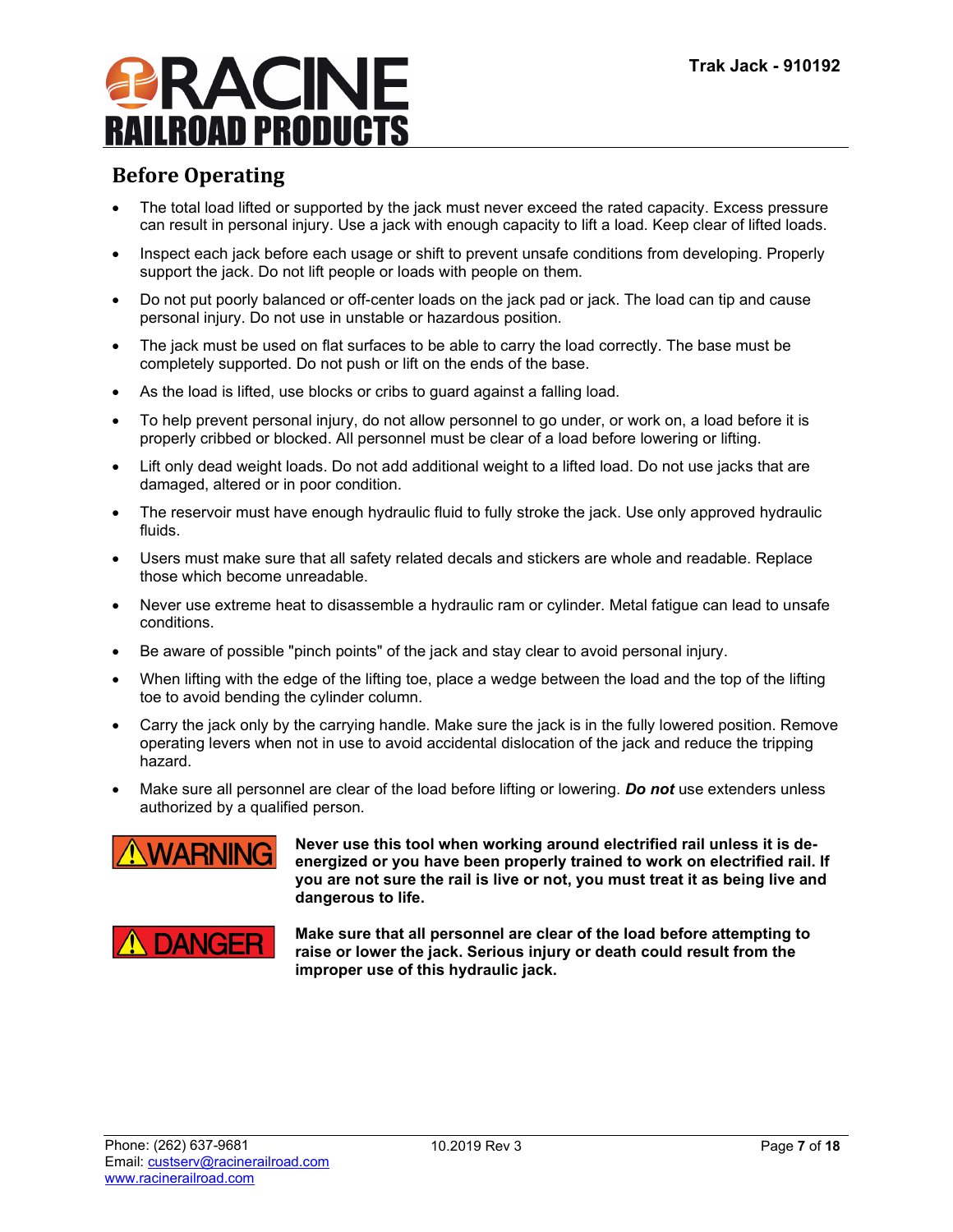## Before Operating

- The total load lifted or supported by the jack must never exceed the rated capacity. Excess pressure can result in personal injury. Use a jack with enough capacity to lift a load. Keep clear of lifted loads.
- Inspect each jack before each usage or shift to prevent unsafe conditions from developing. Properly support the jack. Do not lift people or loads with people on them.
- Do not put poorly balanced or off-center loads on the jack pad or jack. The load can tip and cause personal injury. Do not use in unstable or hazardous position.
- The jack must be used on flat surfaces to be able to carry the load correctly. The base must be completely supported. Do not push or lift on the ends of the base.
- As the load is lifted, use blocks or cribs to guard against a falling load.
- To help prevent personal injury, do not allow personnel to go under, or work on, a load before it is properly cribbed or blocked. All personnel must be clear of a load before lowering or lifting.
- Lift only dead weight loads. Do not add additional weight to a lifted load. Do not use jacks that are damaged, altered or in poor condition.
- The reservoir must have enough hydraulic fluid to fully stroke the jack. Use only approved hydraulic fluids.
- Users must make sure that all safety related decals and stickers are whole and readable. Replace those which become unreadable.
- Never use extreme heat to disassemble a hydraulic ram or cylinder. Metal fatigue can lead to unsafe conditions.
- Be aware of possible "pinch points" of the jack and stay clear to avoid personal injury.
- When lifting with the edge of the lifting toe, place a wedge between the load and the top of the lifting toe to avoid bending the cylinder column.
- Carry the jack only by the carrying handle. Make sure the jack is in the fully lowered position. Remove operating levers when not in use to avoid accidental dislocation of the jack and reduce the tripping hazard.
- Make sure all personnel are clear of the load before lifting or lowering. ***Do not*** use extenders unless authorized by a qualified person.

**⚠WARNING** **Never use this tool when working around electrified rail unless it is de-energized or you have been properly trained to work on electrified rail. If you are not sure the rail is live or not, you must treat it as being live and dangerous to life.**

**⚠ DANGER** **Make sure that all personnel are clear of the load before attempting to raise or lower the jack. Serious injury or death could result from the improper use of this hydraulic jack.**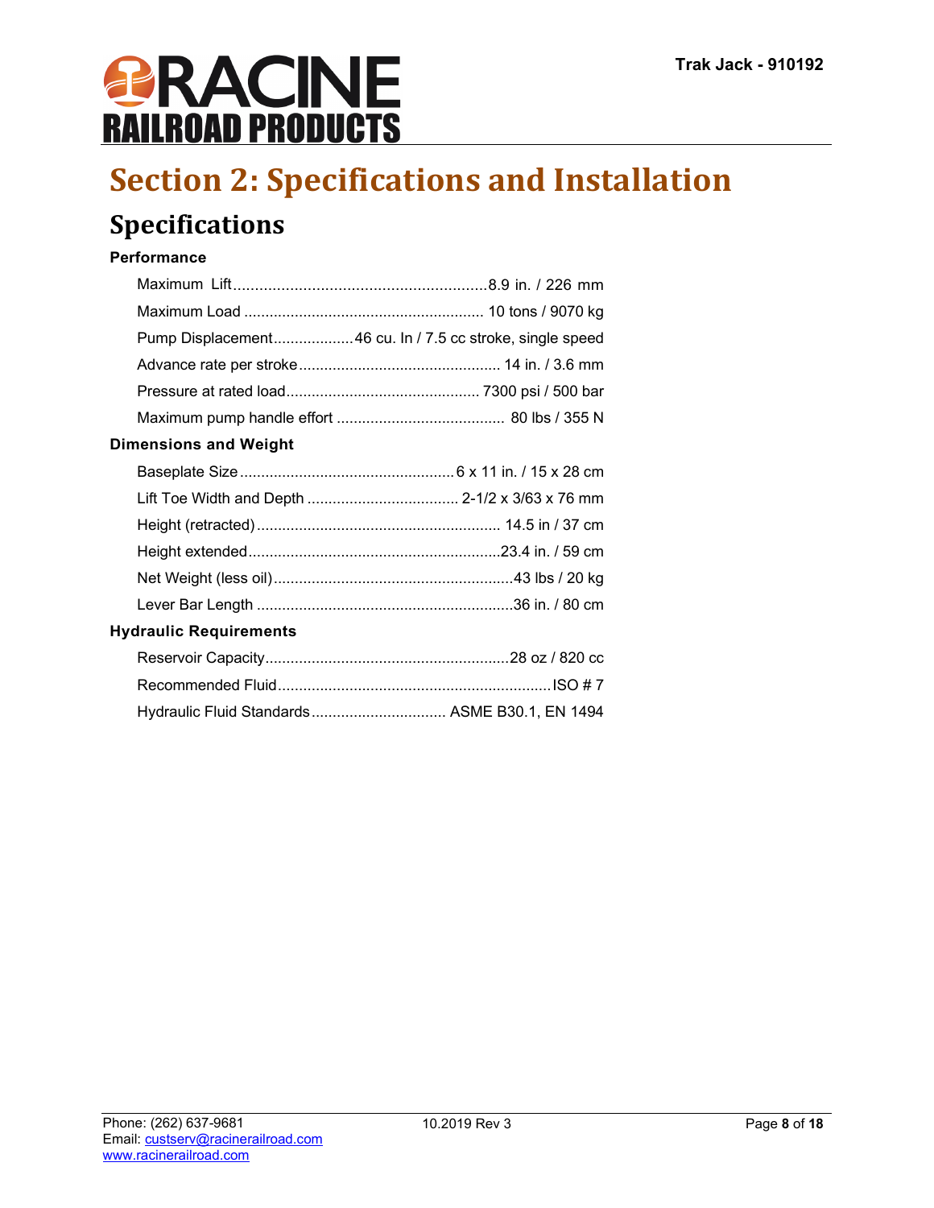# Section 2: Specifications and Installation

## Specifications

**Performance**

- Maximum Lift............................................................8.9 in. / 226 mm
- Maximum Load ......................................................... 10 tons / 9070 kg
- Pump Displacement...................46 cu. In / 7.5 cc stroke, single speed
- Advance rate per stroke............................................... 14 in. / 3.6 mm
- Pressure at rated load............................................. 7300 psi / 500 bar
- Maximum pump handle effort ....................................... 80 lbs / 355 N

**Dimensions and Weight**

- Baseplate Size...................................................6 x 11 in. / 15 x 28 cm
- Lift Toe Width and Depth .................................... 2-1/2 x 3/63 x 76 mm
- Height (retracted)......................................................... 14.5 in / 37 cm
- Height extended...........................................................23.4 in. / 59 cm
- Net Weight (less oil).........................................................43 lbs / 20 kg
- Lever Bar Length ............................................................36 in. / 80 cm

**Hydraulic Requirements**

- Reservoir Capacity..........................................................28 oz / 820 cc
- Recommended Fluid................................................................ISO # 7
- Hydraulic Fluid Standards................................ ASME B30.1, EN 1494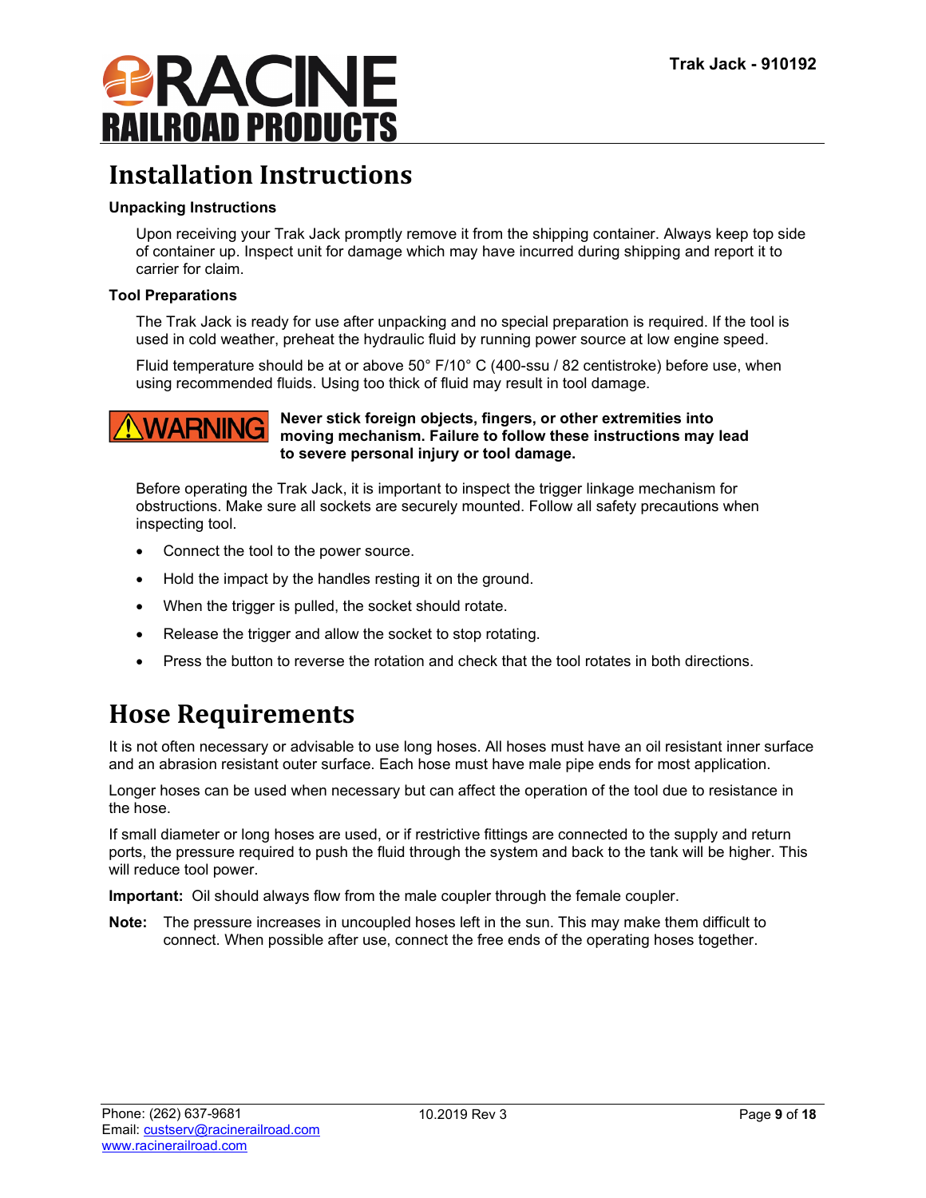# Installation Instructions

### Unpacking Instructions

Upon receiving your Trak Jack promptly remove it from the shipping container. Always keep top side of container up. Inspect unit for damage which may have incurred during shipping and report it to carrier for claim.

### Tool Preparations

The Trak Jack is ready for use after unpacking and no special preparation is required. If the tool is used in cold weather, preheat the hydraulic fluid by running power source at low engine speed.

Fluid temperature should be at or above 50° F/10° C (400-ssu / 82 centistroke) before use, when using recommended fluids. Using too thick of fluid may result in tool damage.

**WARNING** **Never stick foreign objects, fingers, or other extremities into moving mechanism. Failure to follow these instructions may lead to severe personal injury or tool damage.**

Before operating the Trak Jack, it is important to inspect the trigger linkage mechanism for obstructions. Make sure all sockets are securely mounted. Follow all safety precautions when inspecting tool.

- Connect the tool to the power source.
- Hold the impact by the handles resting it on the ground.
- When the trigger is pulled, the socket should rotate.
- Release the trigger and allow the socket to stop rotating.
- Press the button to reverse the rotation and check that the tool rotates in both directions.

# Hose Requirements

It is not often necessary or advisable to use long hoses. All hoses must have an oil resistant inner surface and an abrasion resistant outer surface. Each hose must have male pipe ends for most application.

Longer hoses can be used when necessary but can affect the operation of the tool due to resistance in the hose.

If small diameter or long hoses are used, or if restrictive fittings are connected to the supply and return ports, the pressure required to push the fluid through the system and back to the tank will be higher. This will reduce tool power.

**Important:** Oil should always flow from the male coupler through the female coupler.

**Note:** The pressure increases in uncoupled hoses left in the sun. This may make them difficult to connect. When possible after use, connect the free ends of the operating hoses together.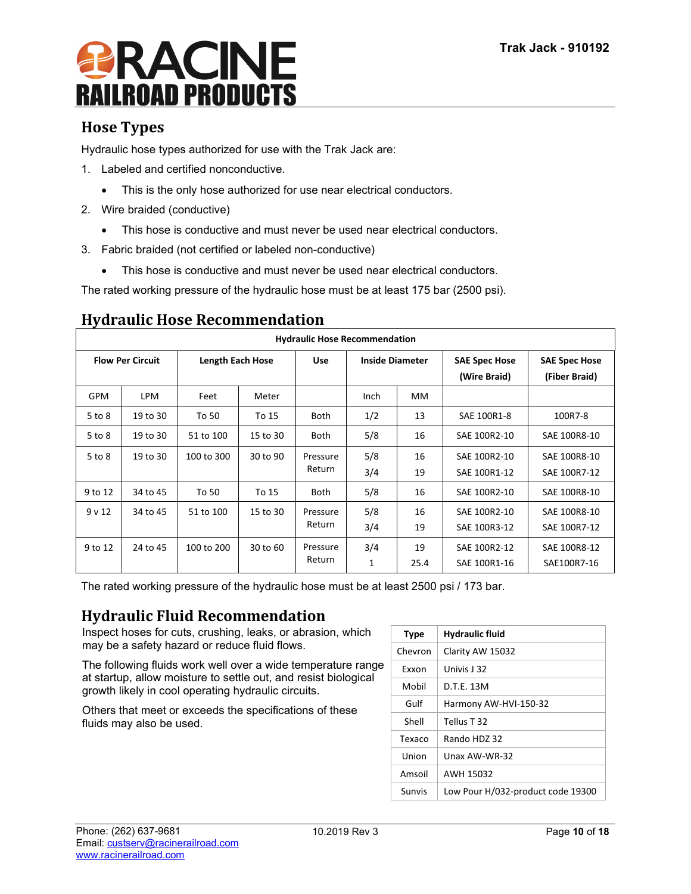## Hose Types

Hydraulic hose types authorized for use with the Trak Jack are:

1. Labeled and certified nonconductive.
   - This is the only hose authorized for use near electrical conductors.
2. Wire braided (conductive)
   - This hose is conductive and must never be used near electrical conductors.
3. Fabric braided (not certified or labeled non-conductive)
   - This hose is conductive and must never be used near electrical conductors.

The rated working pressure of the hydraulic hose must be at least 175 bar (2500 psi).

## Hydraulic Hose Recommendation

| Hydraulic Hose Recommendation | | | | | | | | |
|---|---|---|---|---|---|---|---|---|
| Flow Per Circuit | | Length Each Hose | | Use | Inside Diameter | | SAE Spec Hose (Wire Braid) | SAE Spec Hose (Fiber Braid) |
| GPM | LPM | Feet | Meter | | Inch | MM | | |
| 5 to 8 | 19 to 30 | To 50 | To 15 | Both | 1/2 | 13 | SAE 100R1-8 | 100R7-8 |
| 5 to 8 | 19 to 30 | 51 to 100 | 15 to 30 | Both | 5/8 | 16 | SAE 100R2-10 | SAE 100R8-10 |
| 5 to 8 | 19 to 30 | 100 to 300 | 30 to 90 | Pressure<br>Return | 5/8<br>3/4 | 16<br>19 | SAE 100R2-10<br>SAE 100R1-12 | SAE 100R8-10<br>SAE 100R7-12 |
| 9 to 12 | 34 to 45 | To 50 | To 15 | Both | 5/8 | 16 | SAE 100R2-10 | SAE 100R8-10 |
| 9 v 12 | 34 to 45 | 51 to 100 | 15 to 30 | Pressure<br>Return | 5/8<br>3/4 | 16<br>19 | SAE 100R2-10<br>SAE 100R3-12 | SAE 100R8-10<br>SAE 100R7-12 |
| 9 to 12 | 24 to 45 | 100 to 200 | 30 to 60 | Pressure<br>Return | 3/4<br>1 | 19<br>25.4 | SAE 100R2-12<br>SAE 100R1-16 | SAE 100R8-12<br>SAE100R7-16 |

The rated working pressure of the hydraulic hose must be at least 2500 psi / 173 bar.

## Hydraulic Fluid Recommendation

Inspect hoses for cuts, crushing, leaks, or abrasion, which may be a safety hazard or reduce fluid flows.

The following fluids work well over a wide temperature range at startup, allow moisture to settle out, and resist biological growth likely in cool operating hydraulic circuits.

Others that meet or exceeds the specifications of these fluids may also be used.

| Type | Hydraulic fluid |
|---|---|
| Chevron | Clarity AW 15032 |
| Exxon | Univis J 32 |
| Mobil | D.T.E. 13M |
| Gulf | Harmony AW-HVI-150-32 |
| Shell | Tellus T 32 |
| Texaco | Rando HDZ 32 |
| Union | Unax AW-WR-32 |
| Amsoil | AWH 15032 |
| Sunvis | Low Pour H/032-product code 19300 |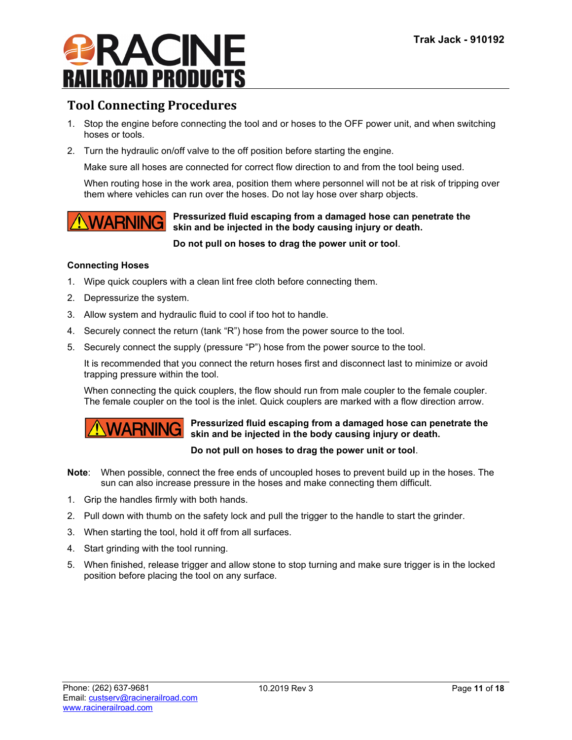## Tool Connecting Procedures

1. Stop the engine before connecting the tool and or hoses to the OFF power unit, and when switching hoses or tools.
2. Turn the hydraulic on/off valve to the off position before starting the engine.

   Make sure all hoses are connected for correct flow direction to and from the tool being used.

   When routing hose in the work area, position them where personnel will not be at risk of tripping over them where vehicles can run over the hoses. Do not lay hose over sharp objects.

**WARNING** **Pressurized fluid escaping from a damaged hose can penetrate the skin and be injected in the body causing injury or death.**

**Do not pull on hoses to drag the power unit or tool**.

**Connecting Hoses**

1. Wipe quick couplers with a clean lint free cloth before connecting them.
2. Depressurize the system.
3. Allow system and hydraulic fluid to cool if too hot to handle.
4. Securely connect the return (tank "R") hose from the power source to the tool.
5. Securely connect the supply (pressure "P") hose from the power source to the tool.

   It is recommended that you connect the return hoses first and disconnect last to minimize or avoid trapping pressure within the tool.

   When connecting the quick couplers, the flow should run from male coupler to the female coupler. The female coupler on the tool is the inlet. Quick couplers are marked with a flow direction arrow.

**WARNING** **Pressurized fluid escaping from a damaged hose can penetrate the skin and be injected in the body causing injury or death.**

**Do not pull on hoses to drag the power unit or tool**.

**Note**: When possible, connect the free ends of uncoupled hoses to prevent build up in the hoses. The sun can also increase pressure in the hoses and make connecting them difficult.

1. Grip the handles firmly with both hands.
2. Pull down with thumb on the safety lock and pull the trigger to the handle to start the grinder.
3. When starting the tool, hold it off from all surfaces.
4. Start grinding with the tool running.
5. When finished, release trigger and allow stone to stop turning and make sure trigger is in the locked position before placing the tool on any surface.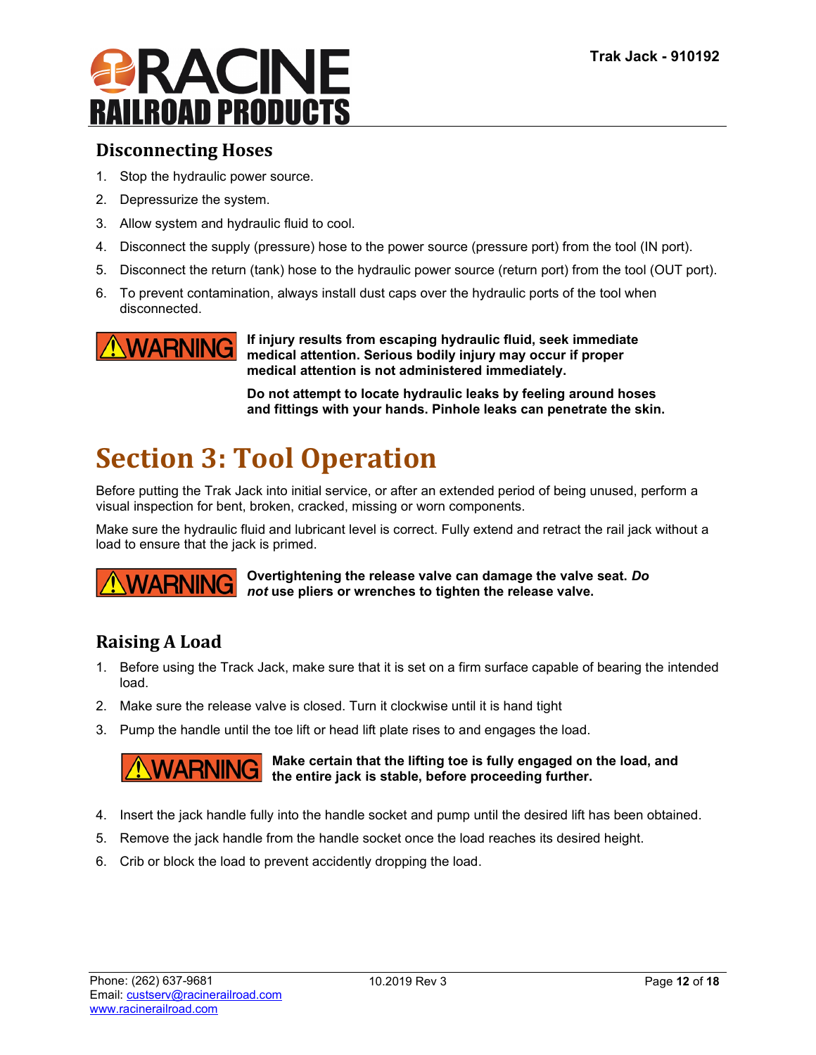## Disconnecting Hoses

1. Stop the hydraulic power source.
2. Depressurize the system.
3. Allow system and hydraulic fluid to cool.
4. Disconnect the supply (pressure) hose to the power source (pressure port) from the tool (IN port).
5. Disconnect the return (tank) hose to the hydraulic power source (return port) from the tool (OUT port).
6. To prevent contamination, always install dust caps over the hydraulic ports of the tool when disconnected.

**⚠WARNING**

**If injury results from escaping hydraulic fluid, seek immediate medical attention. Serious bodily injury may occur if proper medical attention is not administered immediately.**

**Do not attempt to locate hydraulic leaks by feeling around hoses and fittings with your hands. Pinhole leaks can penetrate the skin.**

# Section 3: Tool Operation

Before putting the Trak Jack into initial service, or after an extended period of being unused, perform a visual inspection for bent, broken, cracked, missing or worn components.

Make sure the hydraulic fluid and lubricant level is correct. Fully extend and retract the rail jack without a load to ensure that the jack is primed.

**⚠WARNING**

**Overtightening the release valve can damage the valve seat. *Do not* use pliers or wrenches to tighten the release valve.**

## Raising A Load

1. Before using the Track Jack, make sure that it is set on a firm surface capable of bearing the intended load.
2. Make sure the release valve is closed. Turn it clockwise until it is hand tight
3. Pump the handle until the toe lift or head lift plate rises to and engages the load.

**⚠WARNING**

**Make certain that the lifting toe is fully engaged on the load, and the entire jack is stable, before proceeding further.**

4. Insert the jack handle fully into the handle socket and pump until the desired lift has been obtained.
5. Remove the jack handle from the handle socket once the load reaches its desired height.
6. Crib or block the load to prevent accidently dropping the load.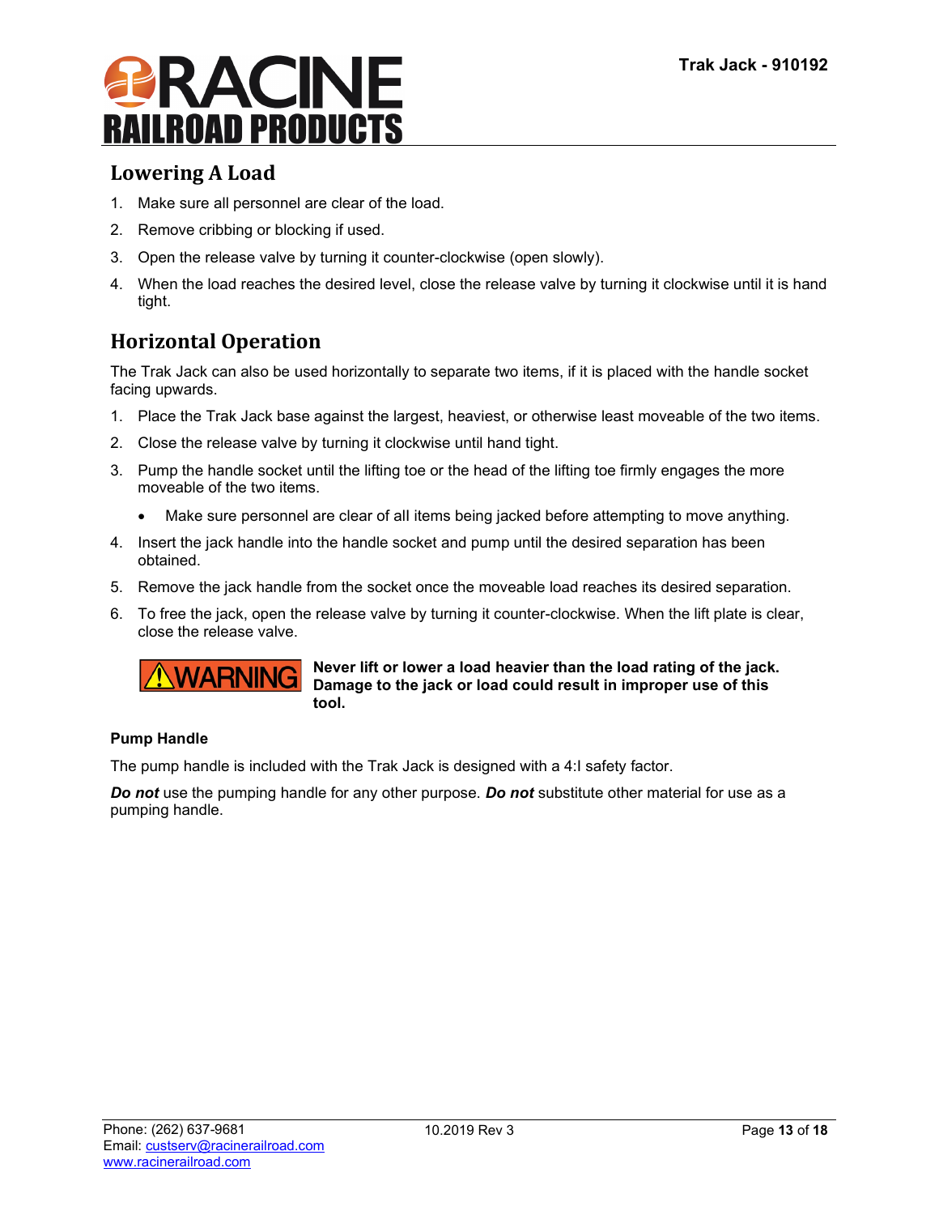## Lowering A Load

1. Make sure all personnel are clear of the load.
2. Remove cribbing or blocking if used.
3. Open the release valve by turning it counter-clockwise (open slowly).
4. When the load reaches the desired level, close the release valve by turning it clockwise until it is hand tight.

## Horizontal Operation

The Trak Jack can also be used horizontally to separate two items, if it is placed with the handle socket facing upwards.

1. Place the Trak Jack base against the largest, heaviest, or otherwise least moveable of the two items.
2. Close the release valve by turning it clockwise until hand tight.
3. Pump the handle socket until the lifting toe or the head of the lifting toe firmly engages the more moveable of the two items.
   - Make sure personnel are clear of all items being jacked before attempting to move anything.
4. Insert the jack handle into the handle socket and pump until the desired separation has been obtained.
5. Remove the jack handle from the socket once the moveable load reaches its desired separation.
6. To free the jack, open the release valve by turning it counter-clockwise. When the lift plate is clear, close the release valve.

**⚠WARNING** **Never lift or lower a load heavier than the load rating of the jack. Damage to the jack or load could result in improper use of this tool.**

**Pump Handle**

The pump handle is included with the Trak Jack is designed with a 4:l safety factor.

***Do not*** use the pumping handle for any other purpose. ***Do not*** substitute other material for use as a pumping handle.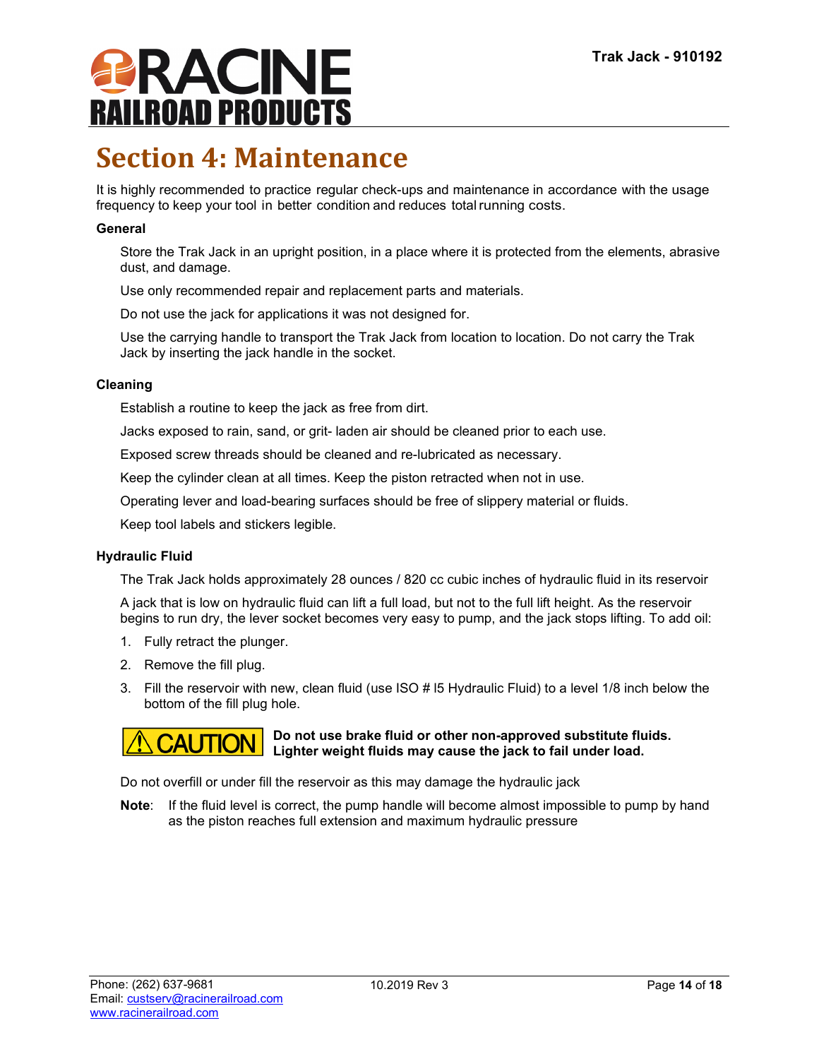# Section 4: Maintenance

It is highly recommended to practice regular check-ups and maintenance in accordance with the usage frequency to keep your tool in better condition and reduces total running costs.

### General

Store the Trak Jack in an upright position, in a place where it is protected from the elements, abrasive dust, and damage.

Use only recommended repair and replacement parts and materials.

Do not use the jack for applications it was not designed for.

Use the carrying handle to transport the Trak Jack from location to location. Do not carry the Trak Jack by inserting the jack handle in the socket.

### Cleaning

Establish a routine to keep the jack as free from dirt.

Jacks exposed to rain, sand, or grit- laden air should be cleaned prior to each use.

Exposed screw threads should be cleaned and re-lubricated as necessary.

Keep the cylinder clean at all times. Keep the piston retracted when not in use.

Operating lever and load-bearing surfaces should be free of slippery material or fluids.

Keep tool labels and stickers legible.

### Hydraulic Fluid

The Trak Jack holds approximately 28 ounces / 820 cc cubic inches of hydraulic fluid in its reservoir

A jack that is low on hydraulic fluid can lift a full load, but not to the full lift height. As the reservoir begins to run dry, the lever socket becomes very easy to pump, and the jack stops lifting. To add oil:

1. Fully retract the plunger.
2. Remove the fill plug.
3. Fill the reservoir with new, clean fluid (use ISO # I5 Hydraulic Fluid) to a level 1/8 inch below the bottom of the fill plug hole.

**CAUTION** **Do not use brake fluid or other non-approved substitute fluids. Lighter weight fluids may cause the jack to fail under load.**

Do not overfill or under fill the reservoir as this may damage the hydraulic jack

**Note**: If the fluid level is correct, the pump handle will become almost impossible to pump by hand as the piston reaches full extension and maximum hydraulic pressure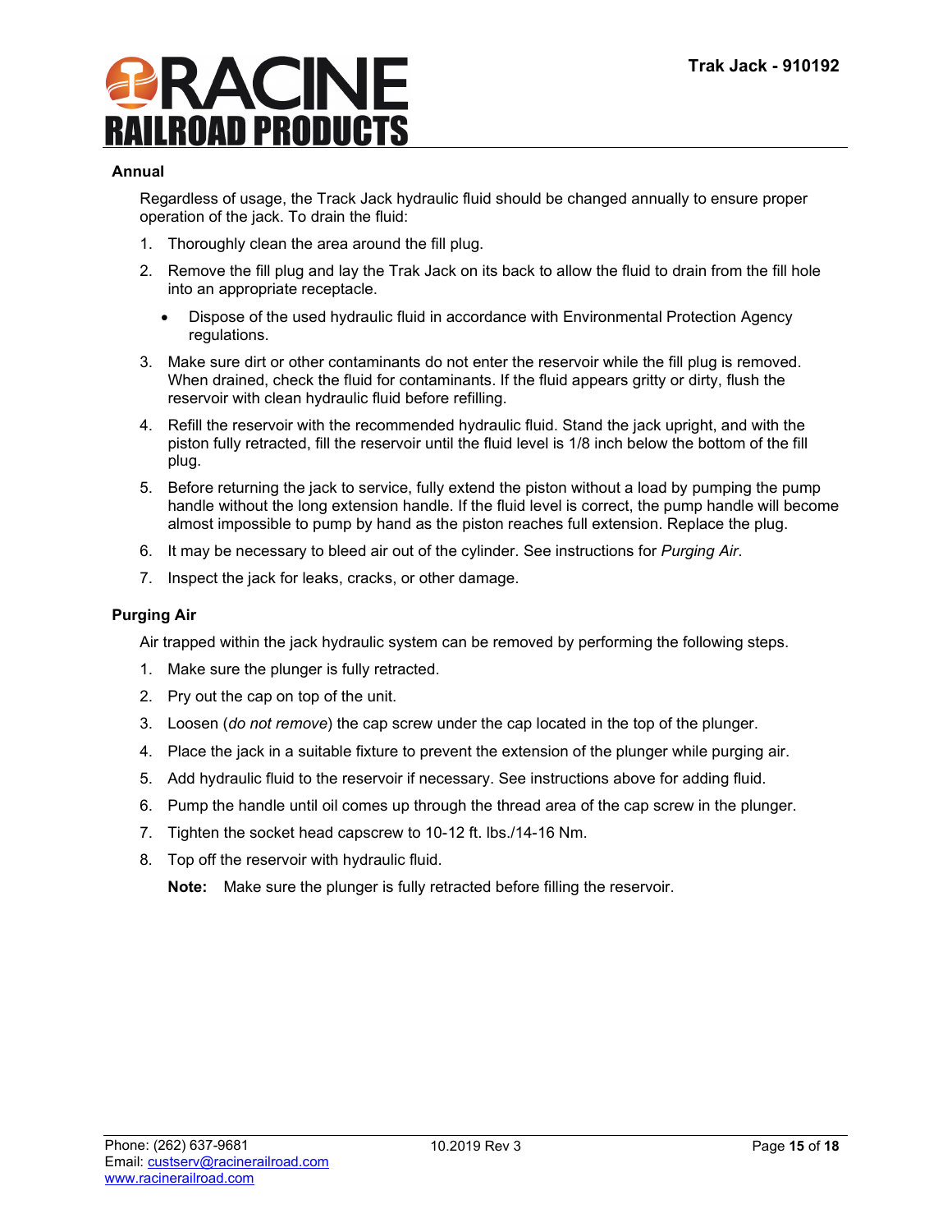### Annual

Regardless of usage, the Track Jack hydraulic fluid should be changed annually to ensure proper operation of the jack. To drain the fluid:

1. Thoroughly clean the area around the fill plug.
2. Remove the fill plug and lay the Trak Jack on its back to allow the fluid to drain from the fill hole into an appropriate receptacle.
   - Dispose of the used hydraulic fluid in accordance with Environmental Protection Agency regulations.
3. Make sure dirt or other contaminants do not enter the reservoir while the fill plug is removed. When drained, check the fluid for contaminants. If the fluid appears gritty or dirty, flush the reservoir with clean hydraulic fluid before refilling.
4. Refill the reservoir with the recommended hydraulic fluid. Stand the jack upright, and with the piston fully retracted, fill the reservoir until the fluid level is 1/8 inch below the bottom of the fill plug.
5. Before returning the jack to service, fully extend the piston without a load by pumping the pump handle without the long extension handle. If the fluid level is correct, the pump handle will become almost impossible to pump by hand as the piston reaches full extension. Replace the plug.
6. It may be necessary to bleed air out of the cylinder. See instructions for *Purging Air*.
7. Inspect the jack for leaks, cracks, or other damage.

### Purging Air

Air trapped within the jack hydraulic system can be removed by performing the following steps.

1. Make sure the plunger is fully retracted.
2. Pry out the cap on top of the unit.
3. Loosen (*do not remove*) the cap screw under the cap located in the top of the plunger.
4. Place the jack in a suitable fixture to prevent the extension of the plunger while purging air.
5. Add hydraulic fluid to the reservoir if necessary. See instructions above for adding fluid.
6. Pump the handle until oil comes up through the thread area of the cap screw in the plunger.
7. Tighten the socket head capscrew to 10-12 ft. lbs./14-16 Nm.
8. Top off the reservoir with hydraulic fluid.

   **Note:** Make sure the plunger is fully retracted before filling the reservoir.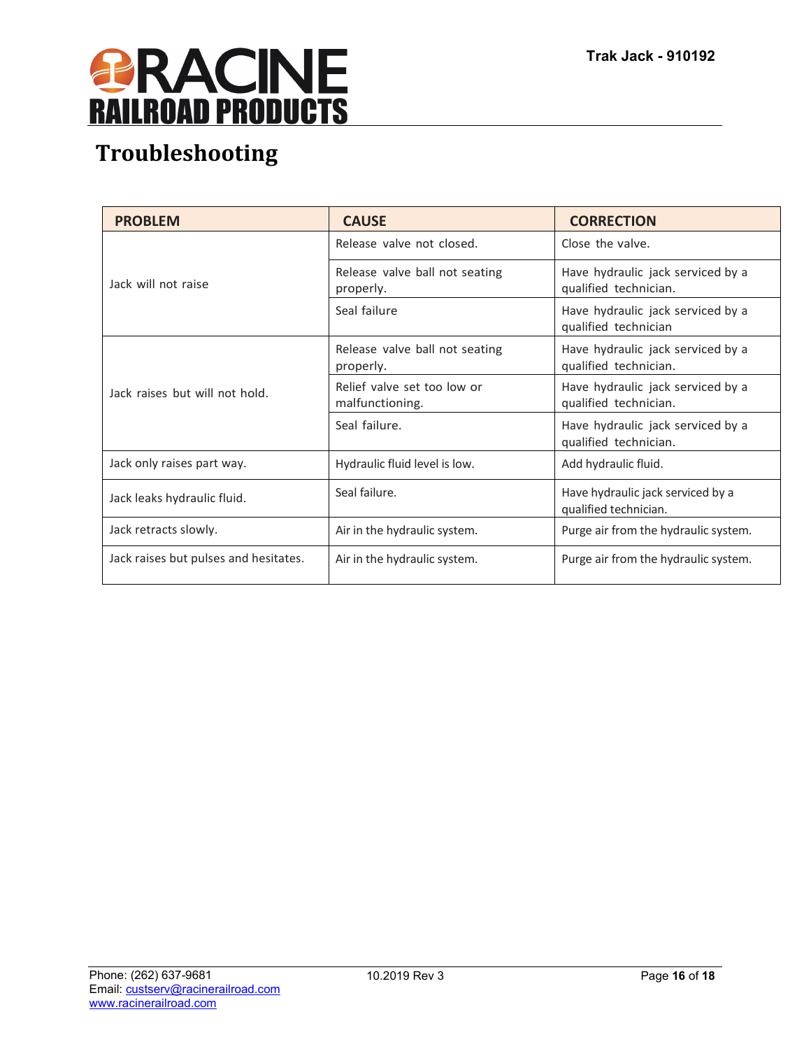# Troubleshooting

| PROBLEM | CAUSE | CORRECTION |
|---|---|---|
| Jack will not raise | Release valve not closed. | Close the valve. |
| | Release valve ball not seating properly. | Have hydraulic jack serviced by a qualified technician. |
| | Seal failure | Have hydraulic jack serviced by a qualified technician |
| Jack raises but will not hold. | Release valve ball not seating properly. | Have hydraulic jack serviced by a qualified technician. |
| | Relief valve set too low or malfunctioning. | Have hydraulic jack serviced by a qualified technician. |
| | Seal failure. | Have hydraulic jack serviced by a qualified technician. |
| Jack only raises part way. | Hydraulic fluid level is low. | Add hydraulic fluid. |
| Jack leaks hydraulic fluid. | Seal failure. | Have hydraulic jack serviced by a qualified technician. |
| Jack retracts slowly. | Air in the hydraulic system. | Purge air from the hydraulic system. |
| Jack raises but pulses and hesitates. | Air in the hydraulic system. | Purge air from the hydraulic system. |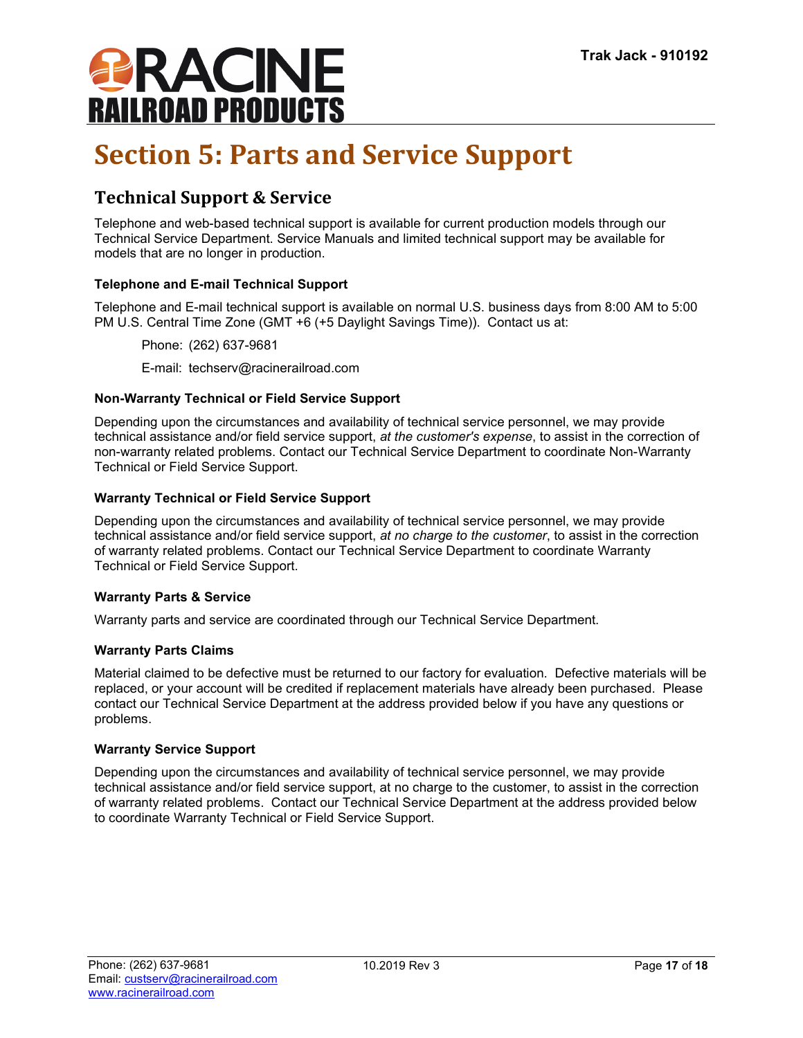# Section 5: Parts and Service Support

## Technical Support & Service

Telephone and web-based technical support is available for current production models through our Technical Service Department. Service Manuals and limited technical support may be available for models that are no longer in production.

### Telephone and E-mail Technical Support

Telephone and E-mail technical support is available on normal U.S. business days from 8:00 AM to 5:00 PM U.S. Central Time Zone (GMT +6 (+5 Daylight Savings Time)). Contact us at:

Phone: (262) 637-9681

E-mail: techserv@racinerailroad.com

### Non-Warranty Technical or Field Service Support

Depending upon the circumstances and availability of technical service personnel, we may provide technical assistance and/or field service support, *at the customer's expense*, to assist in the correction of non-warranty related problems. Contact our Technical Service Department to coordinate Non-Warranty Technical or Field Service Support.

### Warranty Technical or Field Service Support

Depending upon the circumstances and availability of technical service personnel, we may provide technical assistance and/or field service support, *at no charge to the customer*, to assist in the correction of warranty related problems. Contact our Technical Service Department to coordinate Warranty Technical or Field Service Support.

### Warranty Parts & Service

Warranty parts and service are coordinated through our Technical Service Department.

### Warranty Parts Claims

Material claimed to be defective must be returned to our factory for evaluation. Defective materials will be replaced, or your account will be credited if replacement materials have already been purchased. Please contact our Technical Service Department at the address provided below if you have any questions or problems.

### Warranty Service Support

Depending upon the circumstances and availability of technical service personnel, we may provide technical assistance and/or field service support, at no charge to the customer, to assist in the correction of warranty related problems. Contact our Technical Service Department at the address provided below to coordinate Warranty Technical or Field Service Support.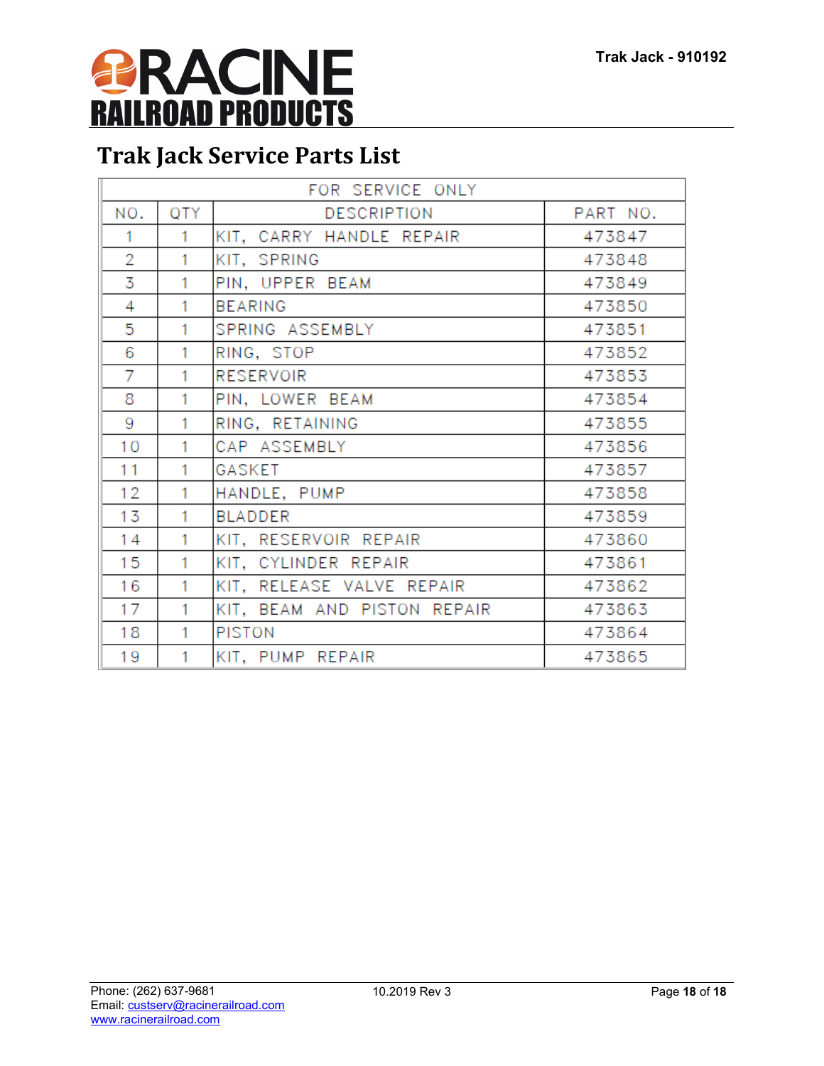# Trak Jack Service Parts List

| FOR SERVICE ONLY | | | |
|---|---|---|---|
| NO. | QTY | DESCRIPTION | PART NO. |
| 1 | 1 | KIT, CARRY HANDLE REPAIR | 473847 |
| 2 | 1 | KIT, SPRING | 473848 |
| 3 | 1 | PIN, UPPER BEAM | 473849 |
| 4 | 1 | BEARING | 473850 |
| 5 | 1 | SPRING ASSEMBLY | 473851 |
| 6 | 1 | RING, STOP | 473852 |
| 7 | 1 | RESERVOIR | 473853 |
| 8 | 1 | PIN, LOWER BEAM | 473854 |
| 9 | 1 | RING, RETAINING | 473855 |
| 10 | 1 | CAP ASSEMBLY | 473856 |
| 11 | 1 | GASKET | 473857 |
| 12 | 1 | HANDLE, PUMP | 473858 |
| 13 | 1 | BLADDER | 473859 |
| 14 | 1 | KIT, RESERVOIR REPAIR | 473860 |
| 15 | 1 | KIT, CYLINDER REPAIR | 473861 |
| 16 | 1 | KIT, RELEASE VALVE REPAIR | 473862 |
| 17 | 1 | KIT, BEAM AND PISTON REPAIR | 473863 |
| 18 | 1 | PISTON | 473864 |
| 19 | 1 | KIT, PUMP REPAIR | 473865 |